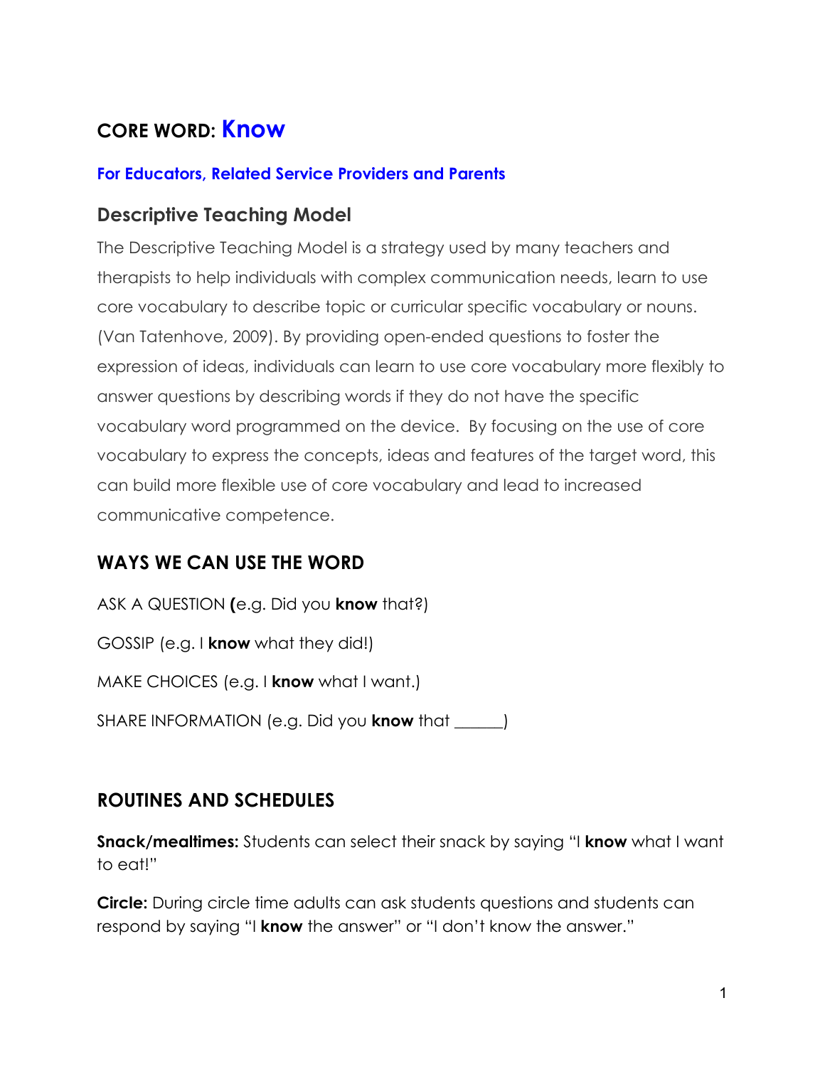# CORE WORD: Know

**For Educators, Related Service Providers and Parents**

## Descriptive Teaching Model

The Descriptive Teaching Model is a strategy used by many teachers and therapists to help individuals with complex communication needs, learn to use core vocabulary to describe topic or curricular specific vocabulary or nouns. (Van Tatenhove, 2009). By providing open-ended questions to foster the expression of ideas, individuals can learn to use core vocabulary more flexibly to answer questions by describing words if they do not have the specific vocabulary word programmed on the device.  By focusing on the use of core vocabulary to express the concepts, ideas and features of the target word, this can build more flexible use of core vocabulary and lead to increased communicative competence.

## WAYS WE CAN USE THE WORD

ASK A QUESTION **(**e.g. Did you **know** that?)

GOSSIP (e.g. I **know** what they did!)

MAKE CHOICES (e.g. I **know** what I want.)

SHARE INFORMATION (e.g. Did you **know** that ______)

## ROUTINES AND SCHEDULES

**Snack/mealtimes:** Students can select their snack by saying "I **know** what I want to eat!"

**Circle:** During circle time adults can ask students questions and students can respond by saying "I **know** the answer" or "I don't know the answer."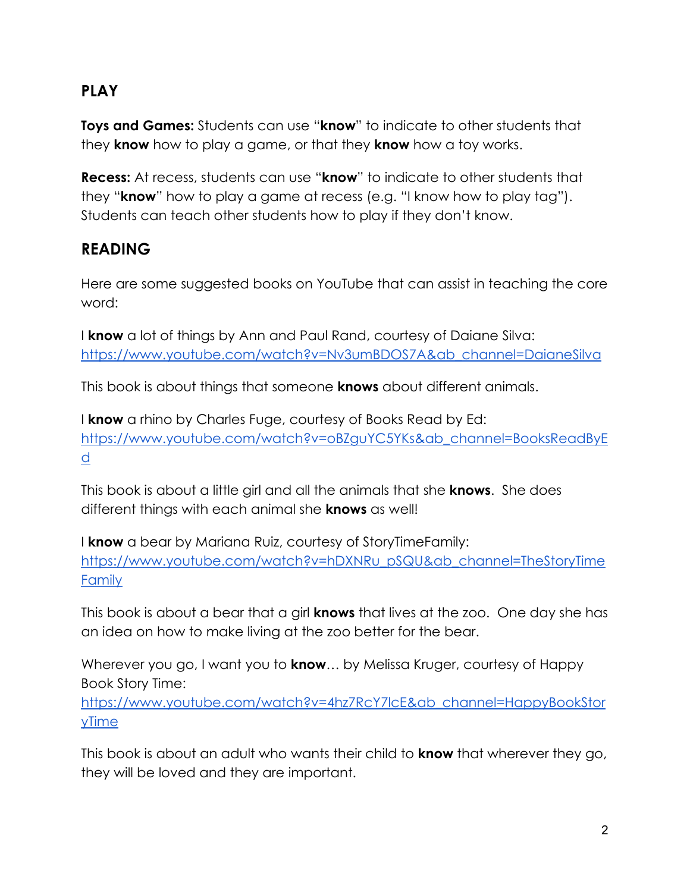## PLAY

**Toys and Games:** Students can use "**know**" to indicate to other students that they **know** how to play a game, or that they **know** how a toy works.

**Recess:** At recess, students can use "**know**" to indicate to other students that they "**know**" how to play a game at recess (e.g. "I know how to play tag"). Students can teach other students how to play if they don't know.

## READING

Here are some suggested books on YouTube that can assist in teaching the core word:

I **know** a lot of things by Ann and Paul Rand, courtesy of Daiane Silva: https://www.youtube.com/watch?v=Nv3umBDOS7A&ab_channel=DaianeSilva

This book is about things that someone **knows** about different animals.

I **know** a rhino by Charles Fuge, courtesy of Books Read by Ed: https://www.youtube.com/watch?v=oBZguYC5YKs&ab_channel=BooksReadByEd

This book is about a little girl and all the animals that she **knows**. She does different things with each animal she **knows** as well!

I **know** a bear by Mariana Ruiz, courtesy of StoryTimeFamily: https://www.youtube.com/watch?v=hDXNRu_pSQU&ab_channel=TheStoryTimeFamily

This book is about a bear that a girl **knows** that lives at the zoo. One day she has an idea on how to make living at the zoo better for the bear.

Wherever you go, I want you to **know**… by Melissa Kruger, courtesy of Happy Book Story Time: https://www.youtube.com/watch?v=4hz7RcY7lcE&ab_channel=HappyBookStoryTime

This book is about an adult who wants their child to **know** that wherever they go, they will be loved and they are important.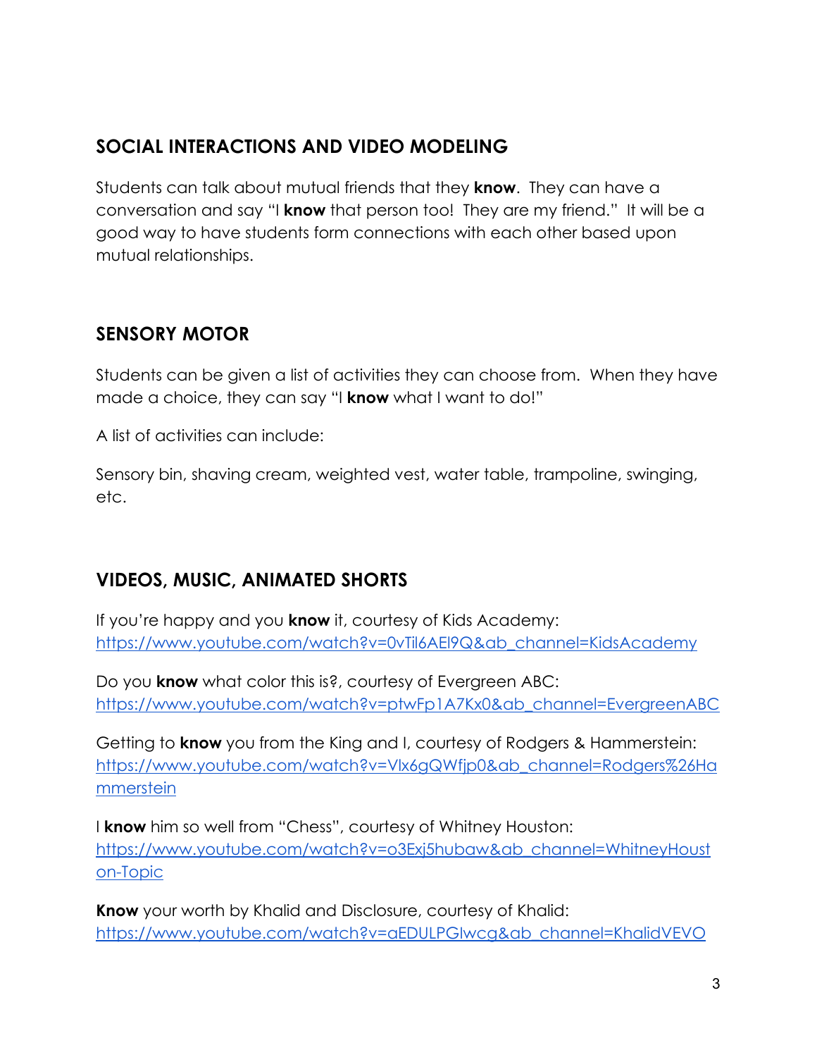## SOCIAL INTERACTIONS AND VIDEO MODELING

Students can talk about mutual friends that they **know**. They can have a conversation and say "I **know** that person too! They are my friend." It will be a good way to have students form connections with each other based upon mutual relationships.

## SENSORY MOTOR

Students can be given a list of activities they can choose from. When they have made a choice, they can say "I **know** what I want to do!"

A list of activities can include:

Sensory bin, shaving cream, weighted vest, water table, trampoline, swinging, etc.

## VIDEOS, MUSIC, ANIMATED SHORTS

If you're happy and you **know** it, courtesy of Kids Academy: https://www.youtube.com/watch?v=0vTiI6AEl9Q&ab_channel=KidsAcademy

Do you **know** what color this is?, courtesy of Evergreen ABC: https://www.youtube.com/watch?v=ptwFp1A7Kx0&ab_channel=EvergreenABC

Getting to **know** you from the King and I, courtesy of Rodgers & Hammerstein: https://www.youtube.com/watch?v=Vlx6gQWfjp0&ab_channel=Rodgers%26Hammerstein

I **know** him so well from "Chess", courtesy of Whitney Houston: https://www.youtube.com/watch?v=o3Exj5hubaw&ab_channel=WhitneyHouston-Topic

**Know** your worth by Khalid and Disclosure, courtesy of Khalid: https://www.youtube.com/watch?v=aEDULPGIwcg&ab_channel=KhalidVEVO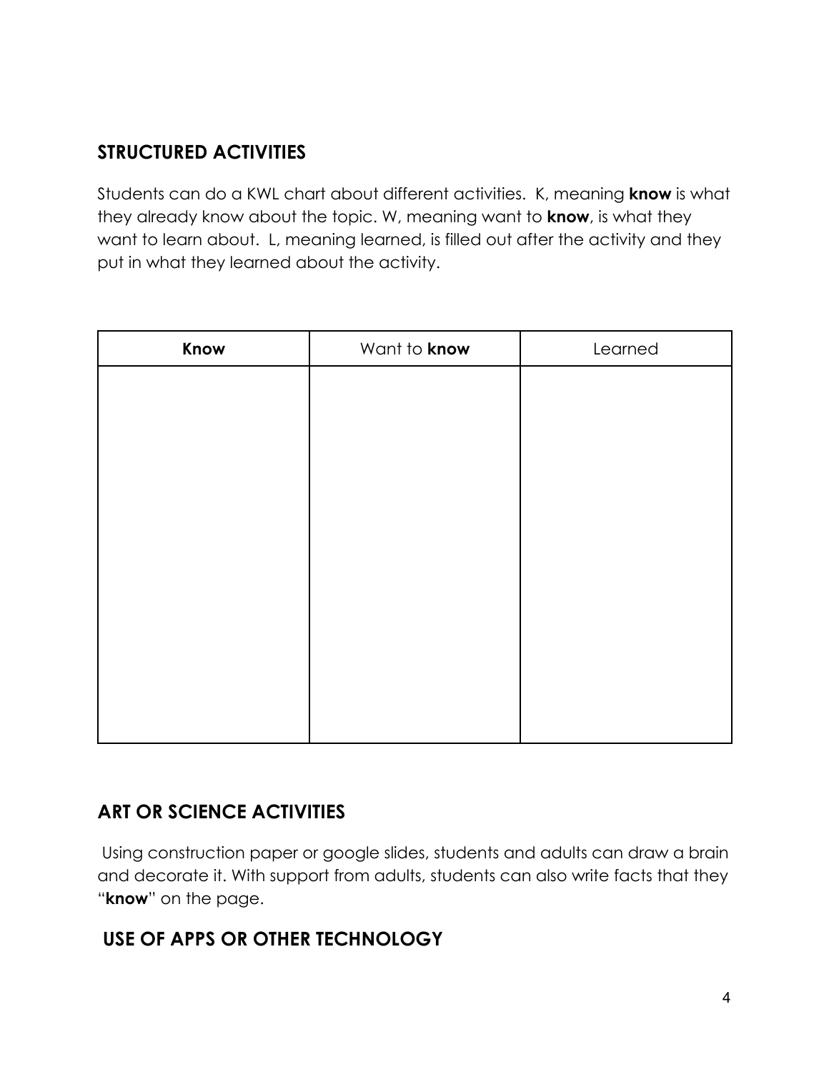## STRUCTURED ACTIVITIES

Students can do a KWL chart about different activities. K, meaning **know** is what they already know about the topic. W, meaning want to **know**, is what they want to learn about. L, meaning learned, is filled out after the activity and they put in what they learned about the activity.

| **Know** | Want to **know** | Learned |
| --- | --- | --- |
| | | |

## ART OR SCIENCE ACTIVITIES

Using construction paper or google slides, students and adults can draw a brain and decorate it. With support from adults, students can also write facts that they "**know**" on the page.

## USE OF APPS OR OTHER TECHNOLOGY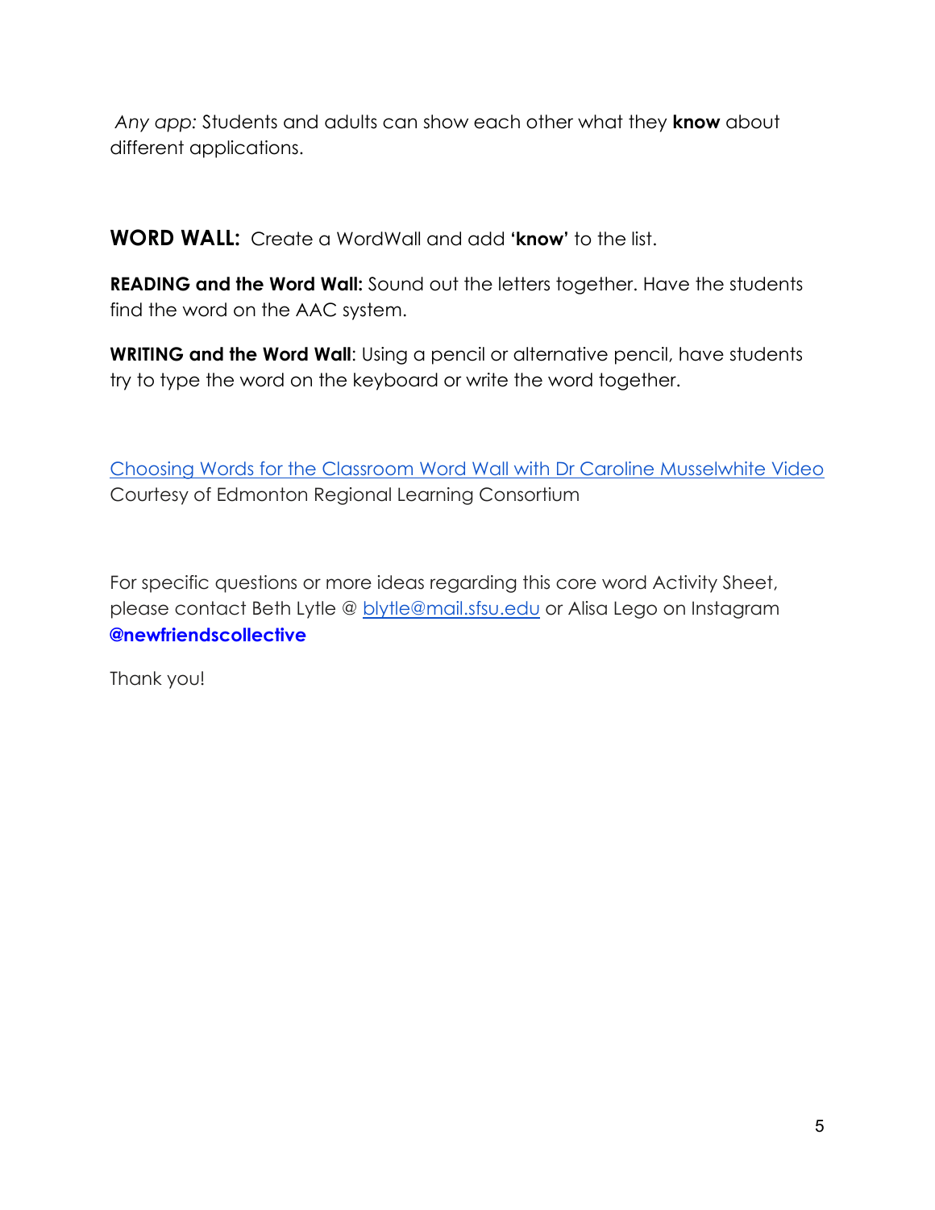*Any app:* Students and adults can show each other what they **know** about different applications.

**WORD WALL:** Create a WordWall and add **'know'** to the list.

**READING and the Word Wall:** Sound out the letters together. Have the students find the word on the AAC system.

**WRITING and the Word Wall**: Using a pencil or alternative pencil, have students try to type the word on the keyboard or write the word together.

Choosing Words for the Classroom Word Wall with Dr Caroline Musselwhite Video
Courtesy of Edmonton Regional Learning Consortium

For specific questions or more ideas regarding this core word Activity Sheet, please contact Beth Lytle @ blytle@mail.sfsu.edu or Alisa Lego on Instagram **@newfriendscollective**

Thank you!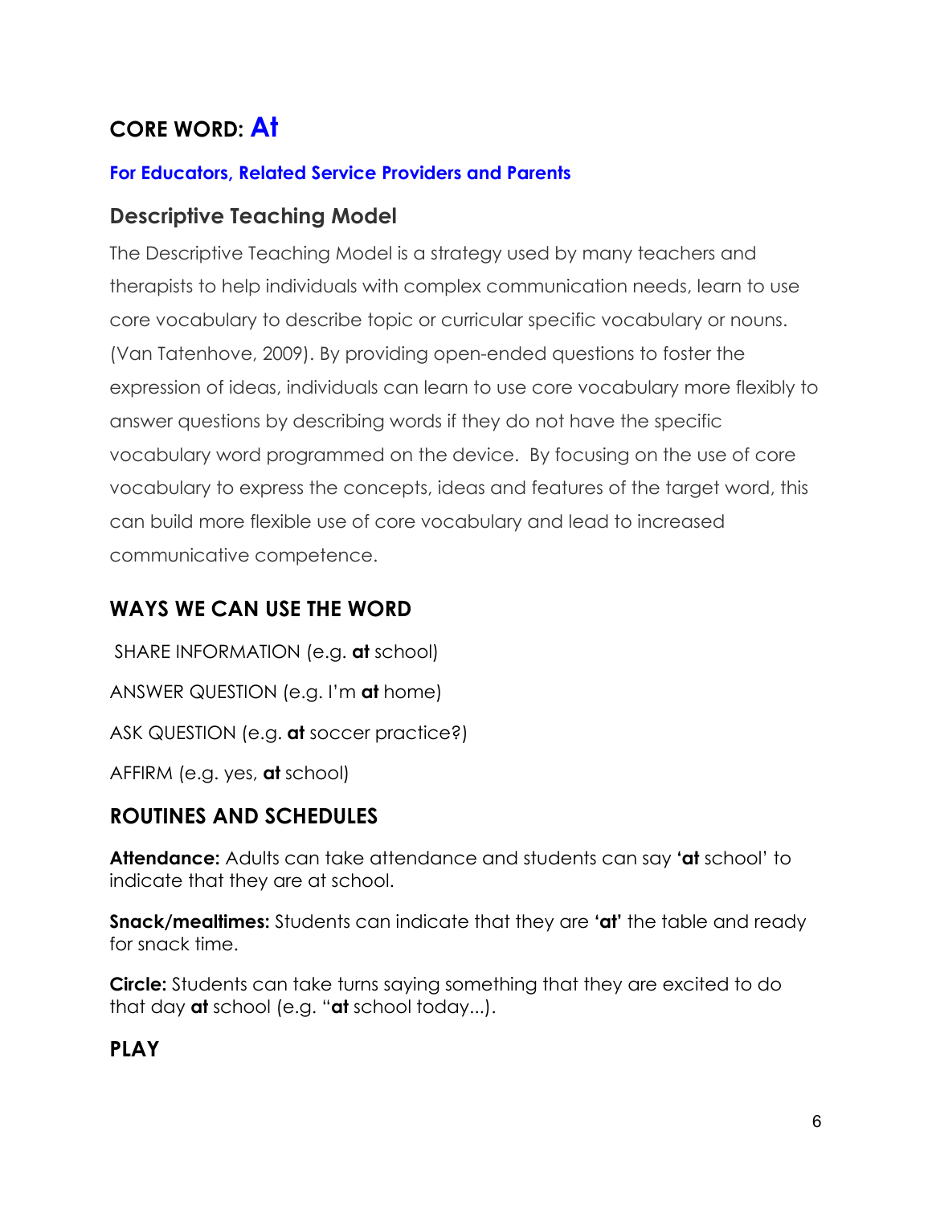# CORE WORD: At

**For Educators, Related Service Providers and Parents**

## Descriptive Teaching Model

The Descriptive Teaching Model is a strategy used by many teachers and therapists to help individuals with complex communication needs, learn to use core vocabulary to describe topic or curricular specific vocabulary or nouns. (Van Tatenhove, 2009). By providing open-ended questions to foster the expression of ideas, individuals can learn to use core vocabulary more flexibly to answer questions by describing words if they do not have the specific vocabulary word programmed on the device. By focusing on the use of core vocabulary to express the concepts, ideas and features of the target word, this can build more flexible use of core vocabulary and lead to increased communicative competence.

## WAYS WE CAN USE THE WORD

SHARE INFORMATION (e.g. **at** school)

ANSWER QUESTION (e.g. I'm **at** home)

ASK QUESTION (e.g. **at** soccer practice?)

AFFIRM (e.g. yes, **at** school)

## ROUTINES AND SCHEDULES

**Attendance:** Adults can take attendance and students can say **'at** school' to indicate that they are at school.

**Snack/mealtimes:** Students can indicate that they are **'at'** the table and ready for snack time.

**Circle:** Students can take turns saying something that they are excited to do that day **at** school (e.g. "**at** school today...).

## PLAY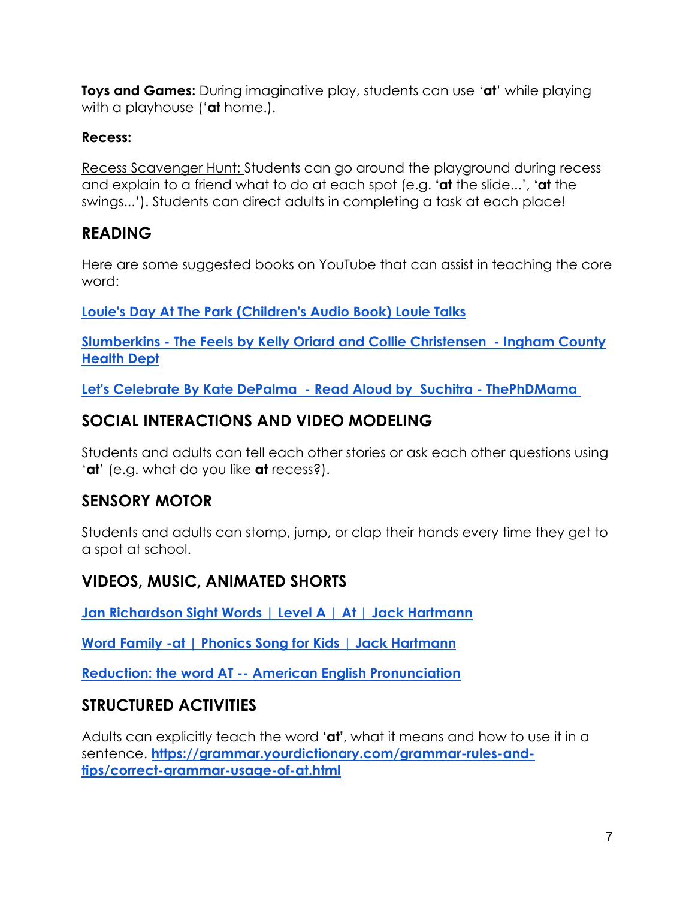**Toys and Games:** During imaginative play, students can use '**at**' while playing with a playhouse ('**at** home.).

**Recess:**

Recess Scavenger Hunt: Students can go around the playground during recess and explain to a friend what to do at each spot (e.g. **'at** the slide...', **'at** the swings...'). Students can direct adults in completing a task at each place!

## READING

Here are some suggested books on YouTube that can assist in teaching the core word:

**Louie's Day At The Park (Children's Audio Book) Louie Talks**

**Slumberkins - The Feels by Kelly Oriard and Collie Christensen - Ingham County Health Dept**

**Let's Celebrate By Kate DePalma - Read Aloud by Suchitra - ThePhDMama**

## SOCIAL INTERACTIONS AND VIDEO MODELING

Students and adults can tell each other stories or ask each other questions using '**at**' (e.g. what do you like **at** recess?).

## SENSORY MOTOR

Students and adults can stomp, jump, or clap their hands every time they get to a spot at school.

## VIDEOS, MUSIC, ANIMATED SHORTS

**Jan Richardson Sight Words | Level A | At | Jack Hartmann**

**Word Family -at | Phonics Song for Kids | Jack Hartmann**

**Reduction: the word AT -- American English Pronunciation**

## STRUCTURED ACTIVITIES

Adults can explicitly teach the word **'at'**, what it means and how to use it in a sentence. **https://grammar.yourdictionary.com/grammar-rules-and-tips/correct-grammar-usage-of-at.html**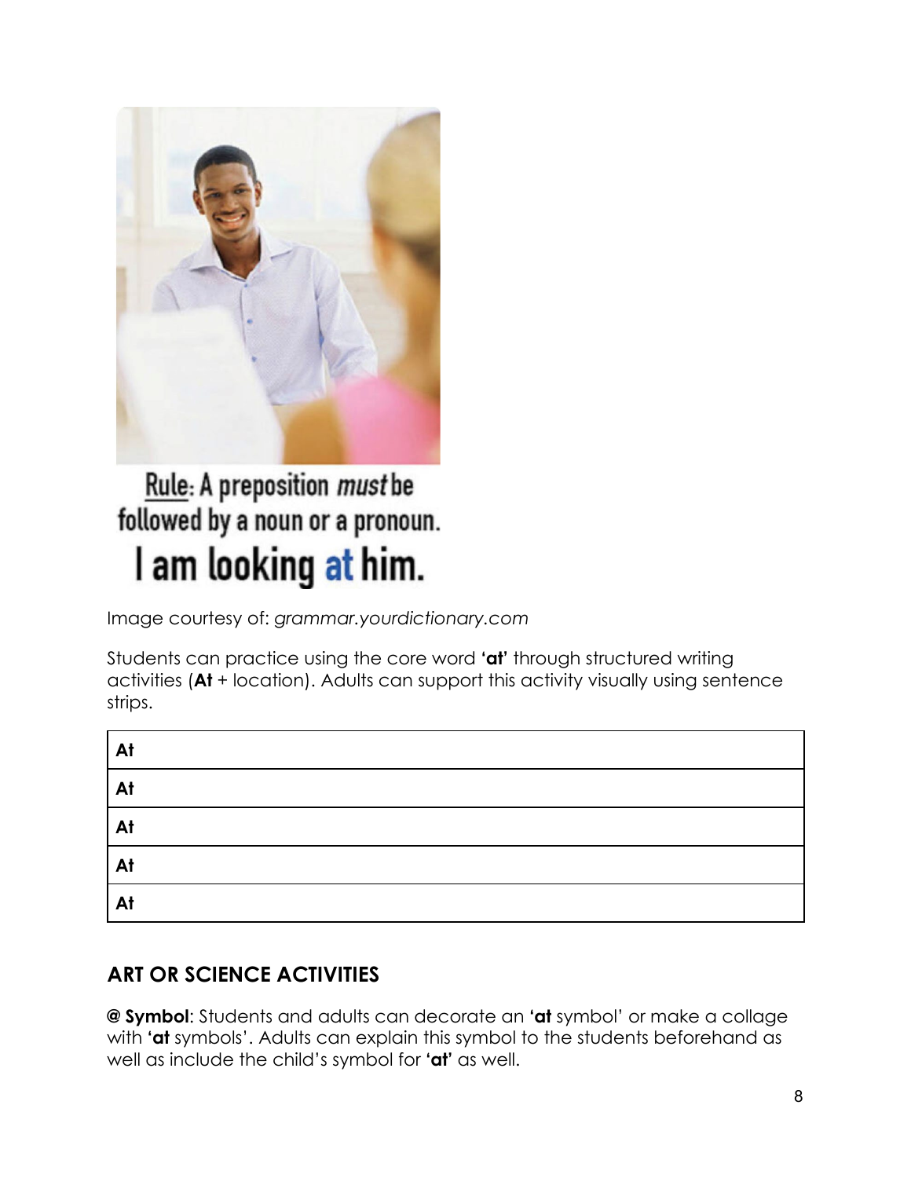Rule: A preposition *must* be followed by a noun or a pronoun.
I am looking at him.

Image courtesy of: *grammar.yourdictionary.com*

Students can practice using the core word **'at'** through structured writing activities (**At** + location). Adults can support this activity visually using sentence strips.

| At |
| --- |
| At |
| At |
| At |
| At |

## ART OR SCIENCE ACTIVITIES

**@ Symbol**: Students and adults can decorate an **'at** symbol' or make a collage with **'at** symbols'. Adults can explain this symbol to the students beforehand as well as include the child's symbol for **'at'** as well.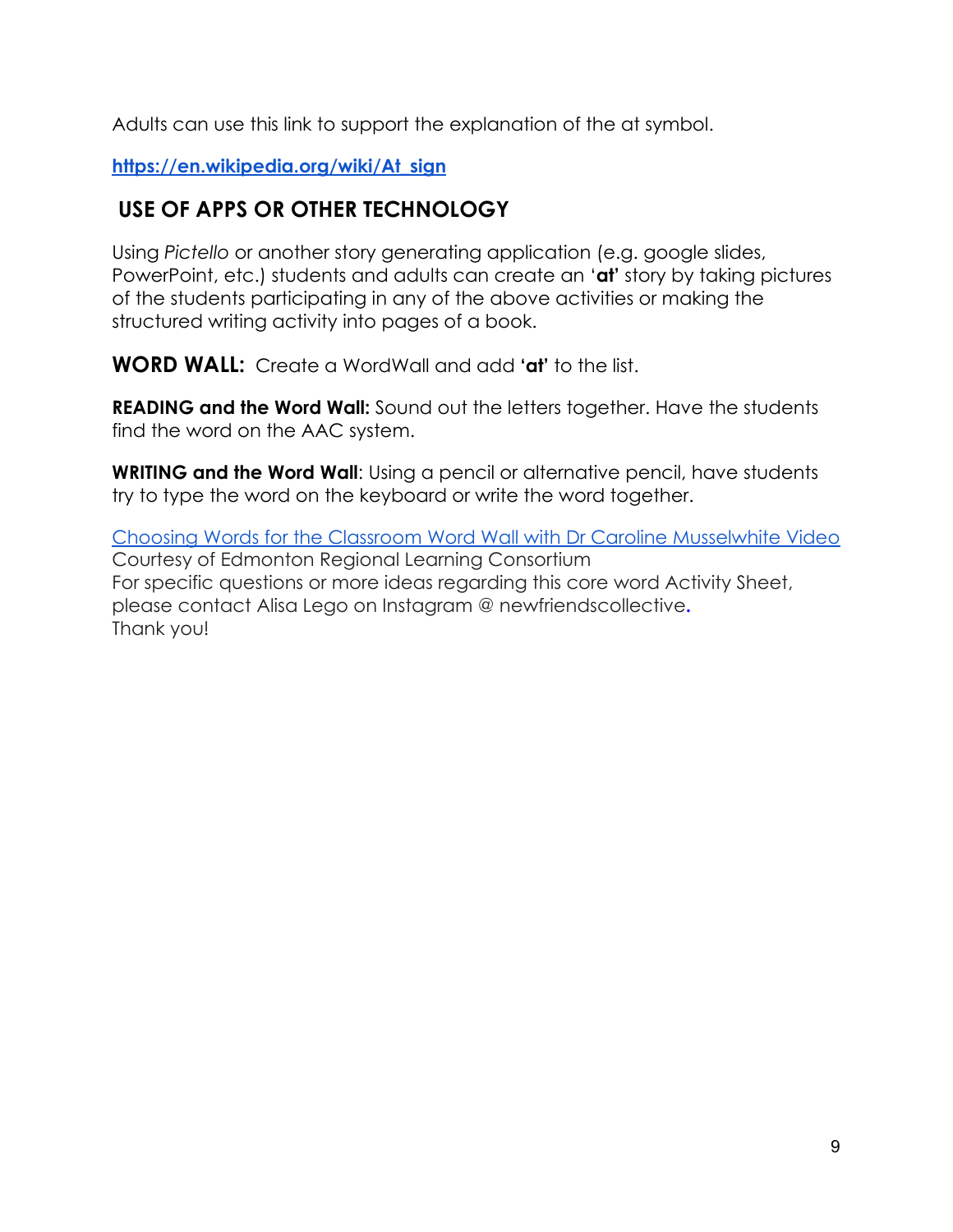Adults can use this link to support the explanation of the at symbol.

**https://en.wikipedia.org/wiki/At_sign**

## USE OF APPS OR OTHER TECHNOLOGY

Using *Pictello* or another story generating application (e.g. google slides, PowerPoint, etc.) students and adults can create an '**at**' story by taking pictures of the students participating in any of the above activities or making the structured writing activity into pages of a book.

**WORD WALL:** Create a WordWall and add **'at'** to the list.

**READING and the Word Wall:** Sound out the letters together. Have the students find the word on the AAC system.

**WRITING and the Word Wall**: Using a pencil or alternative pencil, have students try to type the word on the keyboard or write the word together.

Choosing Words for the Classroom Word Wall with Dr Caroline Musselwhite Video
Courtesy of Edmonton Regional Learning Consortium
For specific questions or more ideas regarding this core word Activity Sheet, please contact Alisa Lego on Instagram @ newfriendscollective.
Thank you!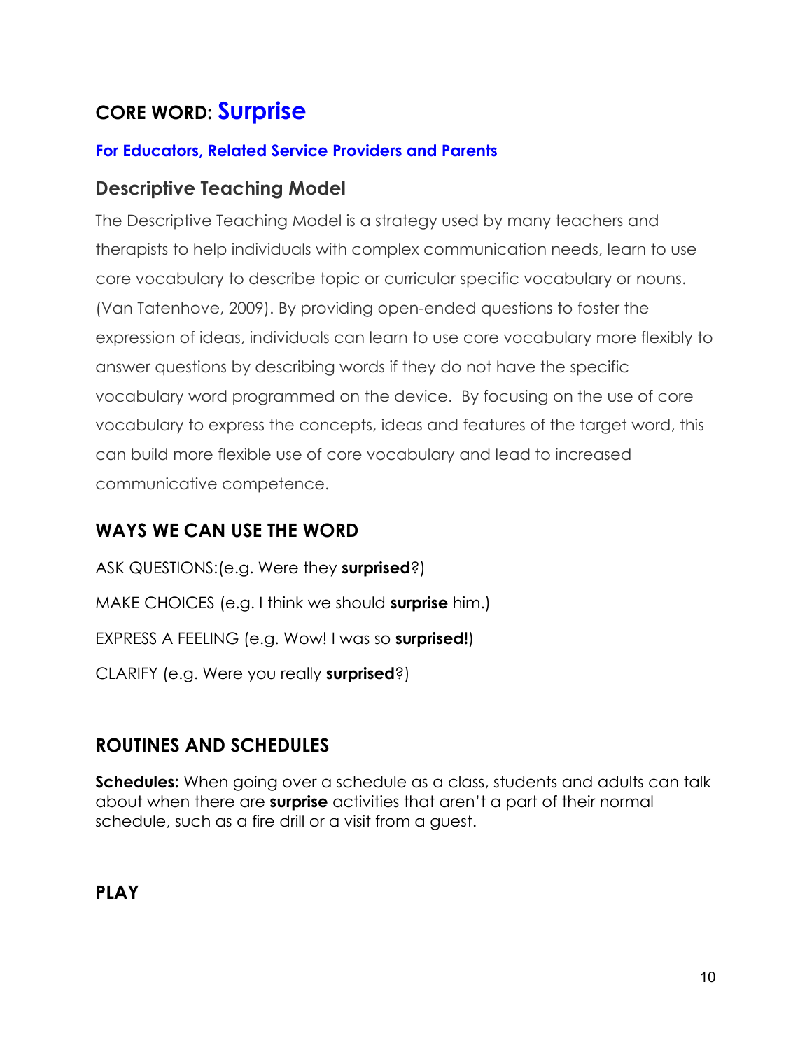# CORE WORD: Surprise

### For Educators, Related Service Providers and Parents

## Descriptive Teaching Model

The Descriptive Teaching Model is a strategy used by many teachers and therapists to help individuals with complex communication needs, learn to use core vocabulary to describe topic or curricular specific vocabulary or nouns. (Van Tatenhove, 2009). By providing open-ended questions to foster the expression of ideas, individuals can learn to use core vocabulary more flexibly to answer questions by describing words if they do not have the specific vocabulary word programmed on the device. By focusing on the use of core vocabulary to express the concepts, ideas and features of the target word, this can build more flexible use of core vocabulary and lead to increased communicative competence.

## WAYS WE CAN USE THE WORD

ASK QUESTIONS:(e.g. Were they **surprised**?)

MAKE CHOICES (e.g. I think we should **surprise** him.)

EXPRESS A FEELING (e.g. Wow! I was so **surprised!**)

CLARIFY (e.g. Were you really **surprised**?)

## ROUTINES AND SCHEDULES

**Schedules:** When going over a schedule as a class, students and adults can talk about when there are **surprise** activities that aren't a part of their normal schedule, such as a fire drill or a visit from a guest.

## PLAY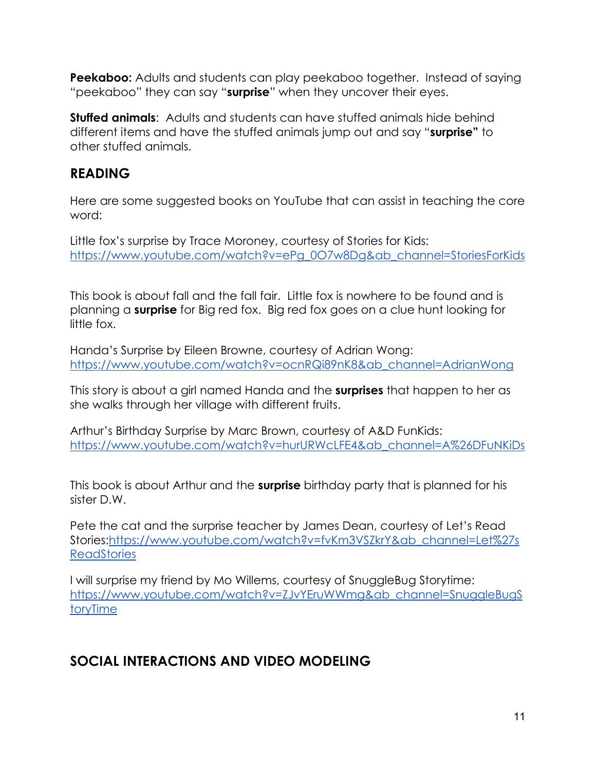**Peekaboo:** Adults and students can play peekaboo together. Instead of saying "peekaboo" they can say "**surprise**" when they uncover their eyes.

**Stuffed animals**: Adults and students can have stuffed animals hide behind different items and have the stuffed animals jump out and say "**surprise"** to other stuffed animals.

## READING

Here are some suggested books on YouTube that can assist in teaching the core word:

Little fox's surprise by Trace Moroney, courtesy of Stories for Kids: https://www.youtube.com/watch?v=ePg_0O7w8Dg&ab_channel=StoriesForKids

This book is about fall and the fall fair. Little fox is nowhere to be found and is planning a **surprise** for Big red fox. Big red fox goes on a clue hunt looking for little fox.

Handa's Surprise by Eileen Browne, courtesy of Adrian Wong: https://www.youtube.com/watch?v=ocnRQi89nK8&ab_channel=AdrianWong

This story is about a girl named Handa and the **surprises** that happen to her as she walks through her village with different fruits.

Arthur's Birthday Surprise by Marc Brown, courtesy of A&D FunKids: https://www.youtube.com/watch?v=hurURWcLFE4&ab_channel=A%26DFuNKiDs

This book is about Arthur and the **surprise** birthday party that is planned for his sister D.W.

Pete the cat and the surprise teacher by James Dean, courtesy of Let's Read Stories:https://www.youtube.com/watch?v=fvKm3VSZkrY&ab_channel=Let%27sReadStories

I will surprise my friend by Mo Willems, courtesy of SnuggleBug Storytime: https://www.youtube.com/watch?v=ZJvYEruWWmg&ab_channel=SnuggleBugStoryTime

## SOCIAL INTERACTIONS AND VIDEO MODELING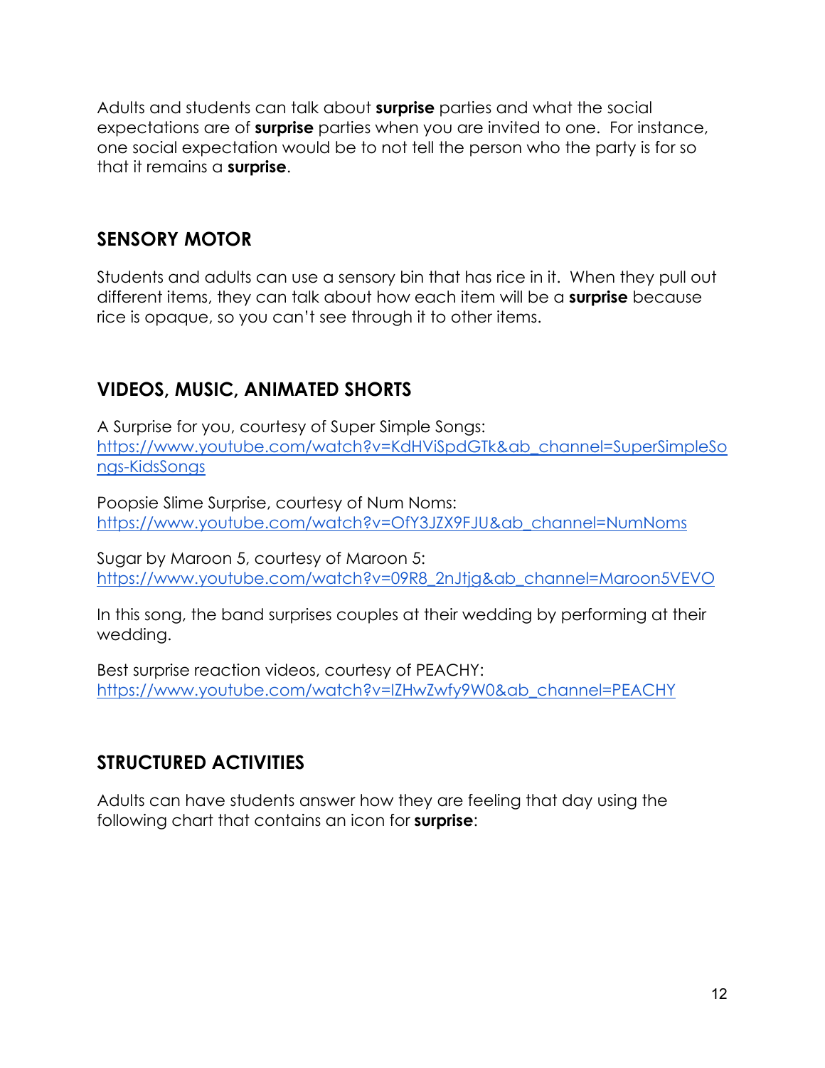Adults and students can talk about **surprise** parties and what the social expectations are of **surprise** parties when you are invited to one. For instance, one social expectation would be to not tell the person who the party is for so that it remains a **surprise**.

## SENSORY MOTOR

Students and adults can use a sensory bin that has rice in it. When they pull out different items, they can talk about how each item will be a **surprise** because rice is opaque, so you can't see through it to other items.

## VIDEOS, MUSIC, ANIMATED SHORTS

A Surprise for you, courtesy of Super Simple Songs:
https://www.youtube.com/watch?v=KdHViSpdGTk&ab_channel=SuperSimpleSongs-KidsSongs

Poopsie Slime Surprise, courtesy of Num Noms:
https://www.youtube.com/watch?v=OfY3JZX9FJU&ab_channel=NumNoms

Sugar by Maroon 5, courtesy of Maroon 5:
https://www.youtube.com/watch?v=09R8_2nJtjg&ab_channel=Maroon5VEVO

In this song, the band surprises couples at their wedding by performing at their wedding.

Best surprise reaction videos, courtesy of PEACHY:
https://www.youtube.com/watch?v=lZHwZwfy9W0&ab_channel=PEACHY

## STRUCTURED ACTIVITIES

Adults can have students answer how they are feeling that day using the following chart that contains an icon for **surprise**: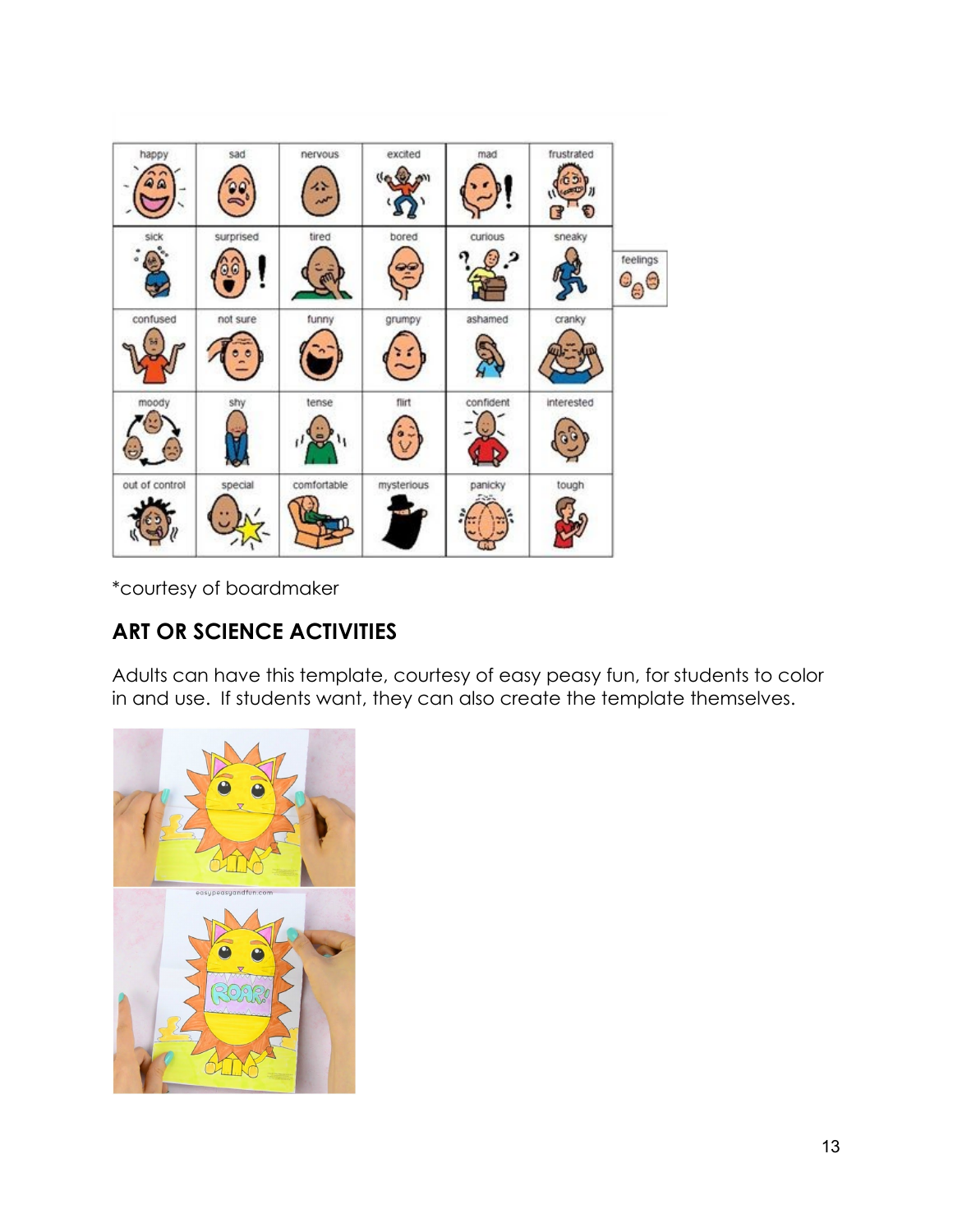| happy | sad | nervous | excited | mad | frustrated |
| --- | --- | --- | --- | --- | --- |
| sick | surprised | tired | bored | curious | sneaky |
| confused | not sure | funny | grumpy | ashamed | cranky |
| moody | shy | tense | flirt | confident | interested |
| out of control | special | comfortable | mysterious | panicky | tough |

feelings

*courtesy of boardmaker

## ART OR SCIENCE ACTIVITIES

Adults can have this template, courtesy of easy peasy fun, for students to color in and use. If students want, they can also create the template themselves.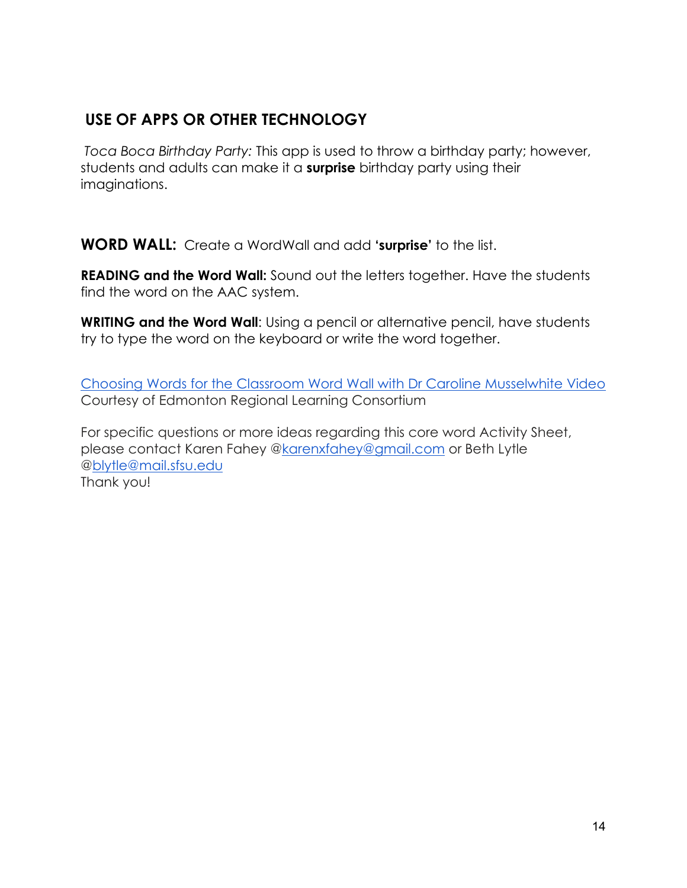## USE OF APPS OR OTHER TECHNOLOGY

*Toca Boca Birthday Party:* This app is used to throw a birthday party; however, students and adults can make it a **surprise** birthday party using their imaginations.

**WORD WALL:** Create a WordWall and add **'surprise'** to the list.

**READING and the Word Wall:** Sound out the letters together. Have the students find the word on the AAC system.

**WRITING and the Word Wall**: Using a pencil or alternative pencil, have students try to type the word on the keyboard or write the word together.

Choosing Words for the Classroom Word Wall with Dr Caroline Musselwhite Video
Courtesy of Edmonton Regional Learning Consortium

For specific questions or more ideas regarding this core word Activity Sheet, please contact Karen Fahey @karenxfahey@gmail.com or Beth Lytle @blytle@mail.sfsu.edu
Thank you!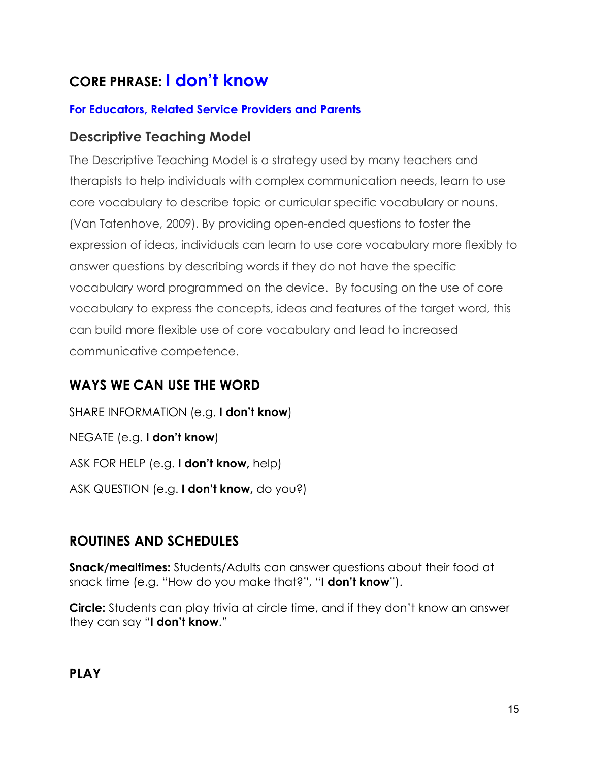## CORE PHRASE: I don't know

**For Educators, Related Service Providers and Parents**

### Descriptive Teaching Model

The Descriptive Teaching Model is a strategy used by many teachers and therapists to help individuals with complex communication needs, learn to use core vocabulary to describe topic or curricular specific vocabulary or nouns. (Van Tatenhove, 2009). By providing open-ended questions to foster the expression of ideas, individuals can learn to use core vocabulary more flexibly to answer questions by describing words if they do not have the specific vocabulary word programmed on the device. By focusing on the use of core vocabulary to express the concepts, ideas and features of the target word, this can build more flexible use of core vocabulary and lead to increased communicative competence.

### WAYS WE CAN USE THE WORD

SHARE INFORMATION (e.g. **I don't know**)

NEGATE (e.g. **I don't know**)

ASK FOR HELP (e.g. **I don't know,** help)

ASK QUESTION (e.g. **I don't know,** do you?)

### ROUTINES AND SCHEDULES

**Snack/mealtimes:** Students/Adults can answer questions about their food at snack time (e.g. "How do you make that?", "**I don't know**").

**Circle:** Students can play trivia at circle time, and if they don't know an answer they can say "**I don't know**."

### PLAY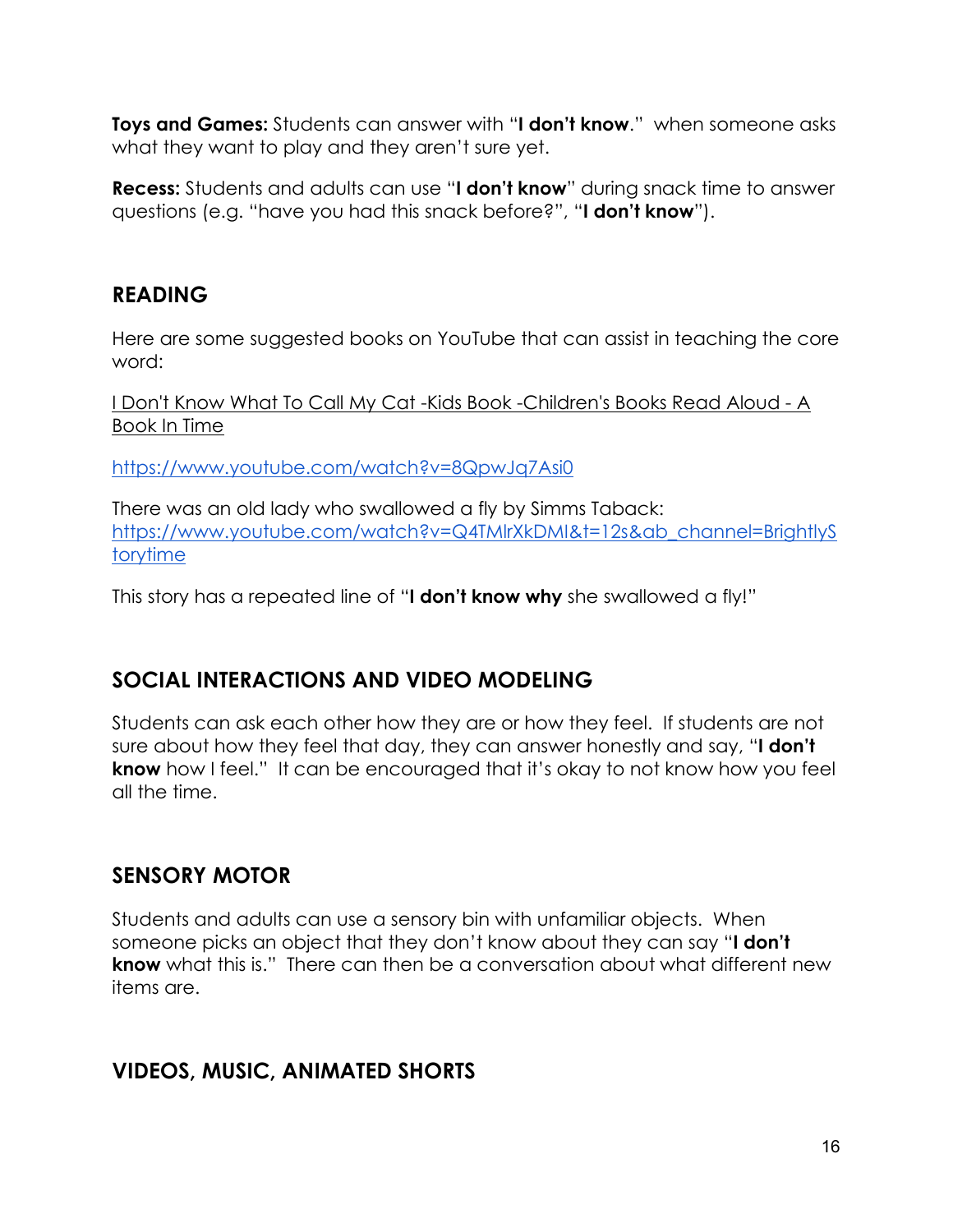**Toys and Games:** Students can answer with "**I don't know**." when someone asks what they want to play and they aren't sure yet.

**Recess:** Students and adults can use "**I don't know**" during snack time to answer questions (e.g. "have you had this snack before?", "**I don't know**").

## READING

Here are some suggested books on YouTube that can assist in teaching the core word:

I Don't Know What To Call My Cat -Kids Book -Children's Books Read Aloud - A Book In Time

https://www.youtube.com/watch?v=8QpwJq7Asi0

There was an old lady who swallowed a fly by Simms Taback: https://www.youtube.com/watch?v=Q4TMlrXkDMI&t=12s&ab_channel=BrightlyStorytime

This story has a repeated line of "**I don't know why** she swallowed a fly!"

## SOCIAL INTERACTIONS AND VIDEO MODELING

Students can ask each other how they are or how they feel. If students are not sure about how they feel that day, they can answer honestly and say, "**I don't know** how I feel." It can be encouraged that it's okay to not know how you feel all the time.

## SENSORY MOTOR

Students and adults can use a sensory bin with unfamiliar objects. When someone picks an object that they don't know about they can say "**I don't know** what this is." There can then be a conversation about what different new items are.

## VIDEOS, MUSIC, ANIMATED SHORTS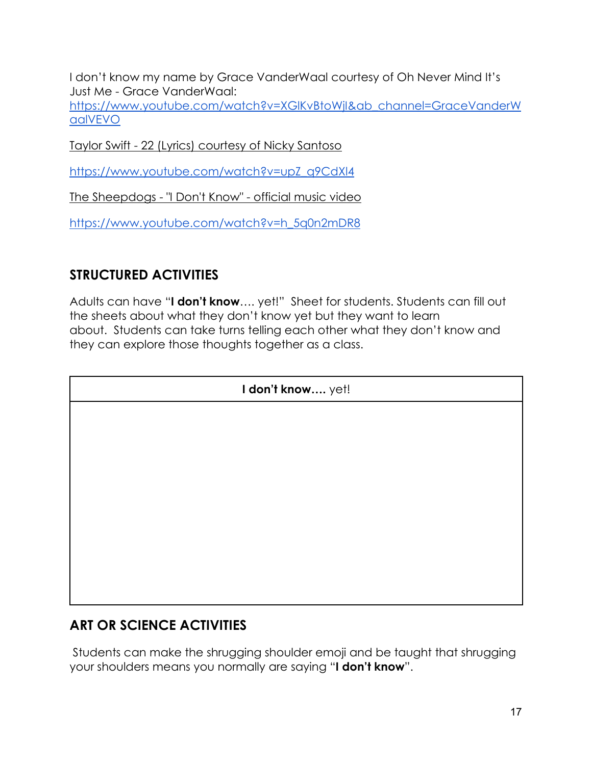I don't know my name by Grace VanderWaal courtesy of Oh Never Mind It's Just Me - Grace VanderWaal: https://www.youtube.com/watch?v=XGlKvBtoWjI&ab_channel=GraceVanderWaalVEVO

Taylor Swift - 22 (Lyrics) courtesy of Nicky Santoso

https://www.youtube.com/watch?v=upZ_q9CdXl4

The Sheepdogs - "I Don't Know" - official music video

https://www.youtube.com/watch?v=h_5q0n2mDR8

## STRUCTURED ACTIVITIES

Adults can have "**I don't know**…. yet!" Sheet for students. Students can fill out the sheets about what they don't know yet but they want to learn about. Students can take turns telling each other what they don't know and they can explore those thoughts together as a class.

| **I don't know….** yet! |
| --- |
| |

## ART OR SCIENCE ACTIVITIES

Students can make the shrugging shoulder emoji and be taught that shrugging your shoulders means you normally are saying "**I don't know**".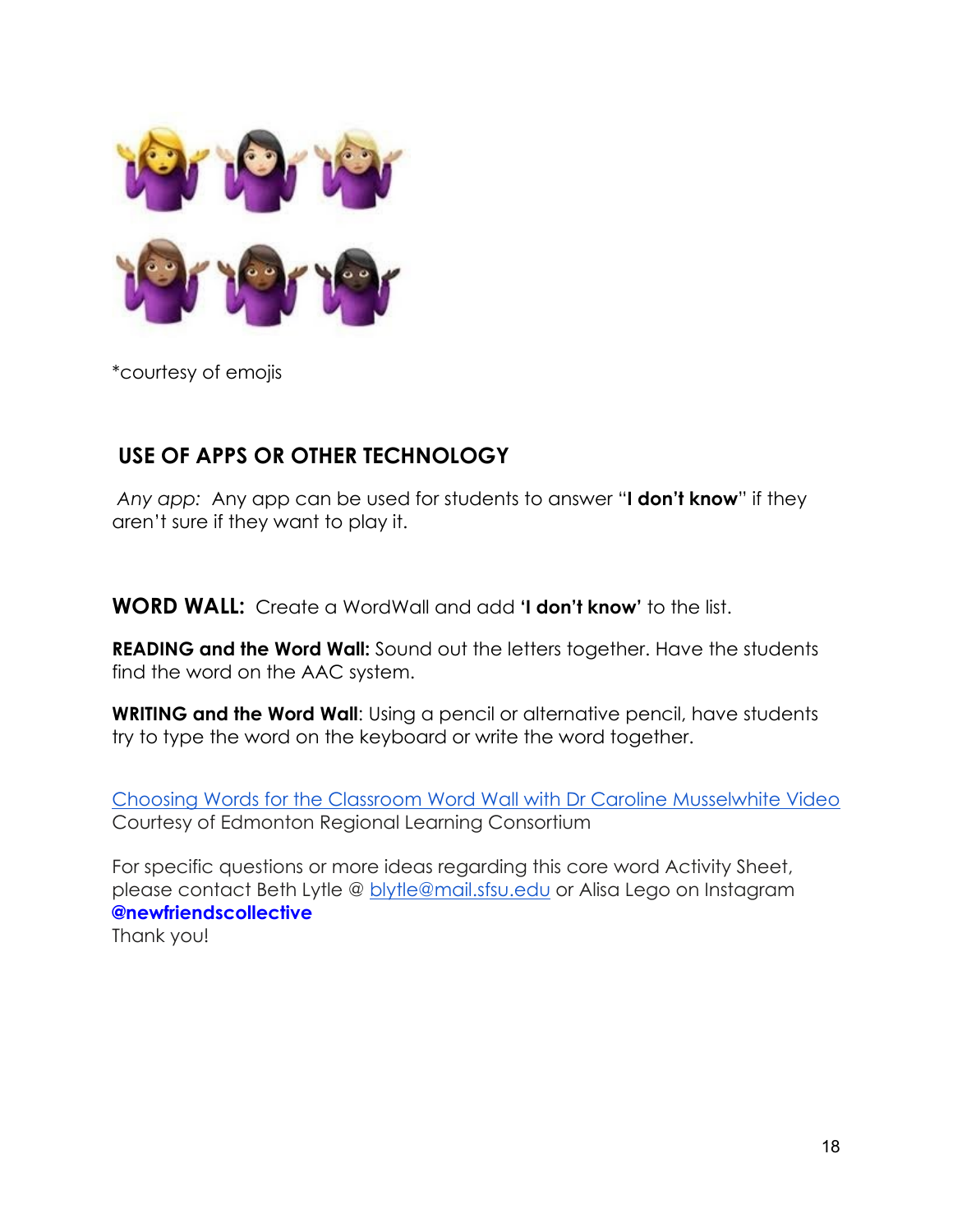*courtesy of emojis

## USE OF APPS OR OTHER TECHNOLOGY

*Any app:* Any app can be used for students to answer "**I don't know**" if they aren't sure if they want to play it.

**WORD WALL:** Create a WordWall and add **'I don't know'** to the list.

**READING and the Word Wall:** Sound out the letters together. Have the students find the word on the AAC system.

**WRITING and the Word Wall**: Using a pencil or alternative pencil, have students try to type the word on the keyboard or write the word together.

Choosing Words for the Classroom Word Wall with Dr Caroline Musselwhite Video
Courtesy of Edmonton Regional Learning Consortium

For specific questions or more ideas regarding this core word Activity Sheet, please contact Beth Lytle @ blytle@mail.sfsu.edu or Alisa Lego on Instagram **@newfriendscollective**
Thank you!